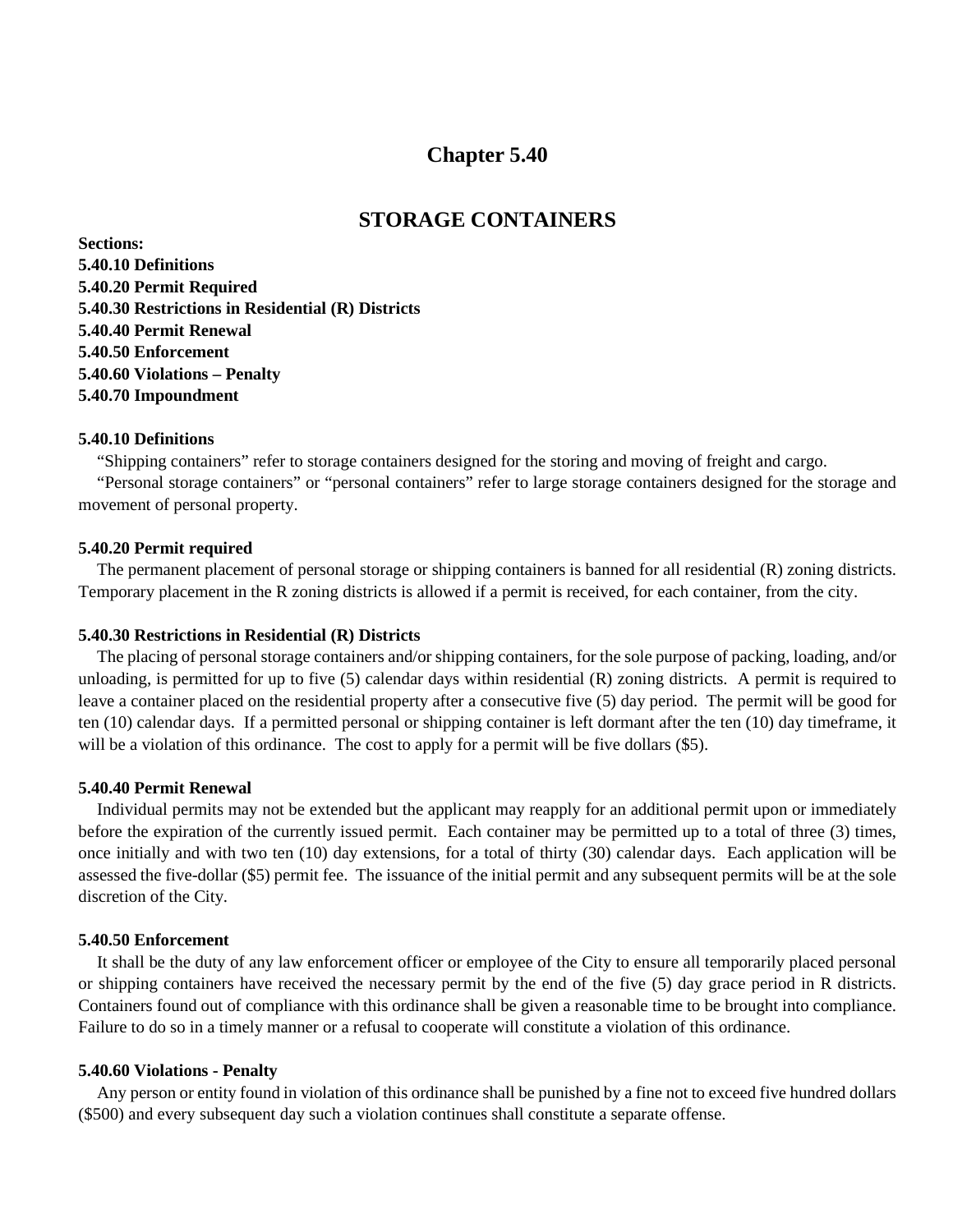# Chapter 5.40

# STORAGE CONTAINERS

**Sections:**
**5.40.10 Definitions**
**5.40.20 Permit Required**
**5.40.30 Restrictions in Residential (R) Districts**
**5.40.40 Permit Renewal**
**5.40.50 Enforcement**
**5.40.60 Violations – Penalty**
**5.40.70 Impoundment**

### 5.40.10 Definitions

"Shipping containers" refer to storage containers designed for the storing and moving of freight and cargo.

"Personal storage containers" or "personal containers" refer to large storage containers designed for the storage and movement of personal property.

### 5.40.20 Permit required

The permanent placement of personal storage or shipping containers is banned for all residential (R) zoning districts. Temporary placement in the R zoning districts is allowed if a permit is received, for each container, from the city.

### 5.40.30 Restrictions in Residential (R) Districts

The placing of personal storage containers and/or shipping containers, for the sole purpose of packing, loading, and/or unloading, is permitted for up to five (5) calendar days within residential (R) zoning districts. A permit is required to leave a container placed on the residential property after a consecutive five (5) day period. The permit will be good for ten (10) calendar days. If a permitted personal or shipping container is left dormant after the ten (10) day timeframe, it will be a violation of this ordinance. The cost to apply for a permit will be five dollars ($5).

### 5.40.40 Permit Renewal

Individual permits may not be extended but the applicant may reapply for an additional permit upon or immediately before the expiration of the currently issued permit. Each container may be permitted up to a total of three (3) times, once initially and with two ten (10) day extensions, for a total of thirty (30) calendar days. Each application will be assessed the five-dollar ($5) permit fee. The issuance of the initial permit and any subsequent permits will be at the sole discretion of the City.

### 5.40.50 Enforcement

It shall be the duty of any law enforcement officer or employee of the City to ensure all temporarily placed personal or shipping containers have received the necessary permit by the end of the five (5) day grace period in R districts. Containers found out of compliance with this ordinance shall be given a reasonable time to be brought into compliance. Failure to do so in a timely manner or a refusal to cooperate will constitute a violation of this ordinance.

### 5.40.60 Violations - Penalty

Any person or entity found in violation of this ordinance shall be punished by a fine not to exceed five hundred dollars ($500) and every subsequent day such a violation continues shall constitute a separate offense.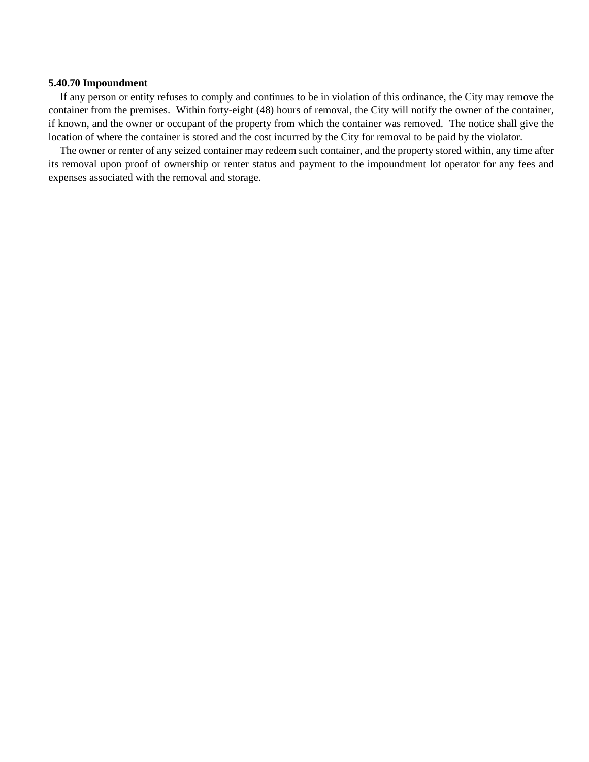**5.40.70 Impoundment**

If any person or entity refuses to comply and continues to be in violation of this ordinance, the City may remove the container from the premises. Within forty-eight (48) hours of removal, the City will notify the owner of the container, if known, and the owner or occupant of the property from which the container was removed. The notice shall give the location of where the container is stored and the cost incurred by the City for removal to be paid by the violator.

The owner or renter of any seized container may redeem such container, and the property stored within, any time after its removal upon proof of ownership or renter status and payment to the impoundment lot operator for any fees and expenses associated with the removal and storage.